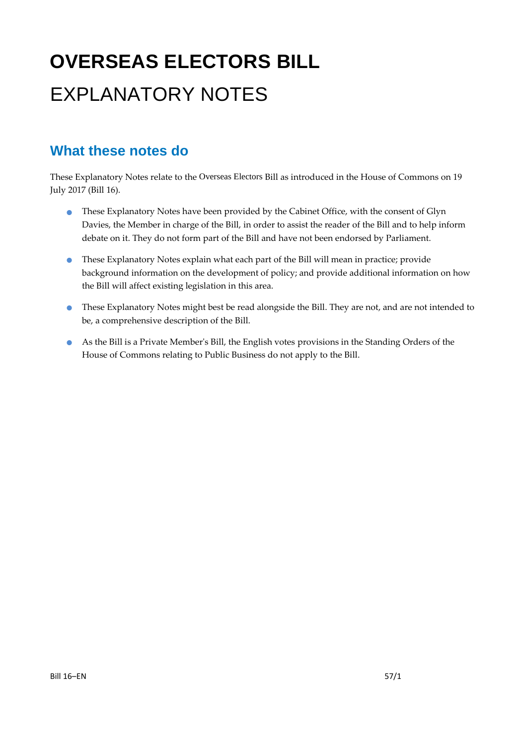# OVERSEAS ELECTORS BILL

# EXPLANATORY NOTES

## What these notes do

These Explanatory Notes relate to the Overseas Electors Bill as introduced in the House of Commons on 19 July 2017 (Bill 16).

- These Explanatory Notes have been provided by the Cabinet Office, with the consent of Glyn Davies, the Member in charge of the Bill, in order to assist the reader of the Bill and to help inform debate on it. They do not form part of the Bill and have not been endorsed by Parliament.
- These Explanatory Notes explain what each part of the Bill will mean in practice; provide background information on the development of policy; and provide additional information on how the Bill will affect existing legislation in this area.
- These Explanatory Notes might best be read alongside the Bill. They are not, and are not intended to be, a comprehensive description of the Bill.
- As the Bill is a Private Member's Bill, the English votes provisions in the Standing Orders of the House of Commons relating to Public Business do not apply to the Bill.

Bill 16–EN 57/1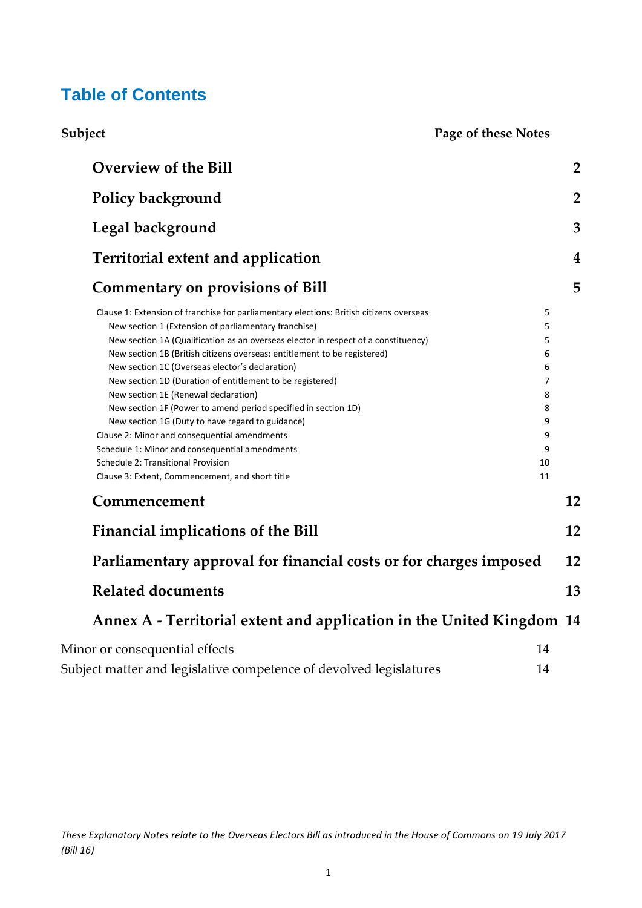# Table of Contents

| Subject | Page of these Notes |
|---|---|
| **Overview of the Bill** | **2** |
| **Policy background** | **2** |
| **Legal background** | **3** |
| **Territorial extent and application** | **4** |
| **Commentary on provisions of Bill** | **5** |
| Clause 1: Extension of franchise for parliamentary elections: British citizens overseas | 5 |
| New section 1 (Extension of parliamentary franchise) | 5 |
| New section 1A (Qualification as an overseas elector in respect of a constituency) | 5 |
| New section 1B (British citizens overseas: entitlement to be registered) | 6 |
| New section 1C (Overseas elector's declaration) | 6 |
| New section 1D (Duration of entitlement to be registered) | 7 |
| New section 1E (Renewal declaration) | 8 |
| New section 1F (Power to amend period specified in section 1D) | 8 |
| New section 1G (Duty to have regard to guidance) | 9 |
| Clause 2: Minor and consequential amendments | 9 |
| Schedule 1: Minor and consequential amendments | 9 |
| Schedule 2: Transitional Provision | 10 |
| Clause 3: Extent, Commencement, and short title | 11 |
| **Commencement** | **12** |
| **Financial implications of the Bill** | **12** |
| **Parliamentary approval for financial costs or for charges imposed** | **12** |
| **Related documents** | **13** |
| **Annex A - Territorial extent and application in the United Kingdom** | **14** |
| Minor or consequential effects | 14 |
| Subject matter and legislative competence of devolved legislatures | 14 |

*These Explanatory Notes relate to the Overseas Electors Bill as introduced in the House of Commons on 19 July 2017 (Bill 16)*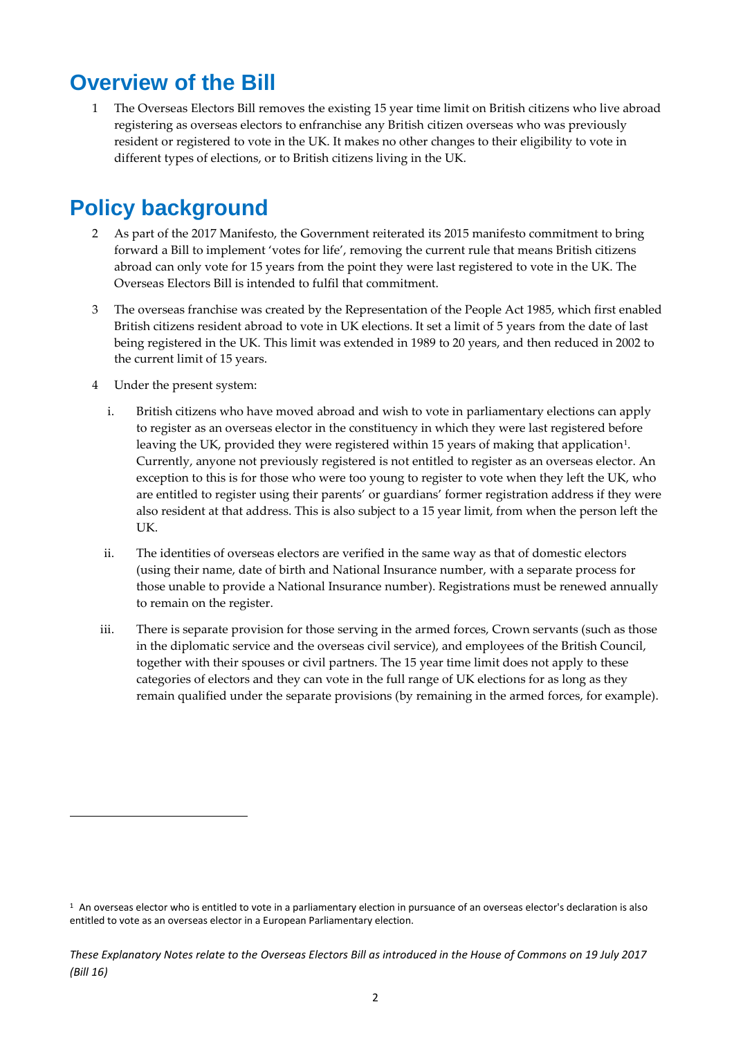# Overview of the Bill

1 The Overseas Electors Bill removes the existing 15 year time limit on British citizens who live abroad registering as overseas electors to enfranchise any British citizen overseas who was previously resident or registered to vote in the UK. It makes no other changes to their eligibility to vote in different types of elections, or to British citizens living in the UK.

# Policy background

2 As part of the 2017 Manifesto, the Government reiterated its 2015 manifesto commitment to bring forward a Bill to implement 'votes for life', removing the current rule that means British citizens abroad can only vote for 15 years from the point they were last registered to vote in the UK. The Overseas Electors Bill is intended to fulfil that commitment.

3 The overseas franchise was created by the Representation of the People Act 1985, which first enabled British citizens resident abroad to vote in UK elections. It set a limit of 5 years from the date of last being registered in the UK. This limit was extended in 1989 to 20 years, and then reduced in 2002 to the current limit of 15 years.

4 Under the present system:

i. British citizens who have moved abroad and wish to vote in parliamentary elections can apply to register as an overseas elector in the constituency in which they were last registered before leaving the UK, provided they were registered within 15 years of making that application[1]. Currently, anyone not previously registered is not entitled to register as an overseas elector. An exception to this is for those who were too young to register to vote when they left the UK, who are entitled to register using their parents' or guardians' former registration address if they were also resident at that address. This is also subject to a 15 year limit, from when the person left the UK.

ii. The identities of overseas electors are verified in the same way as that of domestic electors (using their name, date of birth and National Insurance number, with a separate process for those unable to provide a National Insurance number). Registrations must be renewed annually to remain on the register.

iii. There is separate provision for those serving in the armed forces, Crown servants (such as those in the diplomatic service and the overseas civil service), and employees of the British Council, together with their spouses or civil partners. The 15 year time limit does not apply to these categories of electors and they can vote in the full range of UK elections for as long as they remain qualified under the separate provisions (by remaining in the armed forces, for example).

[1] An overseas elector who is entitled to vote in a parliamentary election in pursuance of an overseas elector's declaration is also entitled to vote as an overseas elector in a European Parliamentary election.

*These Explanatory Notes relate to the Overseas Electors Bill as introduced in the House of Commons on 19 July 2017 (Bill 16)*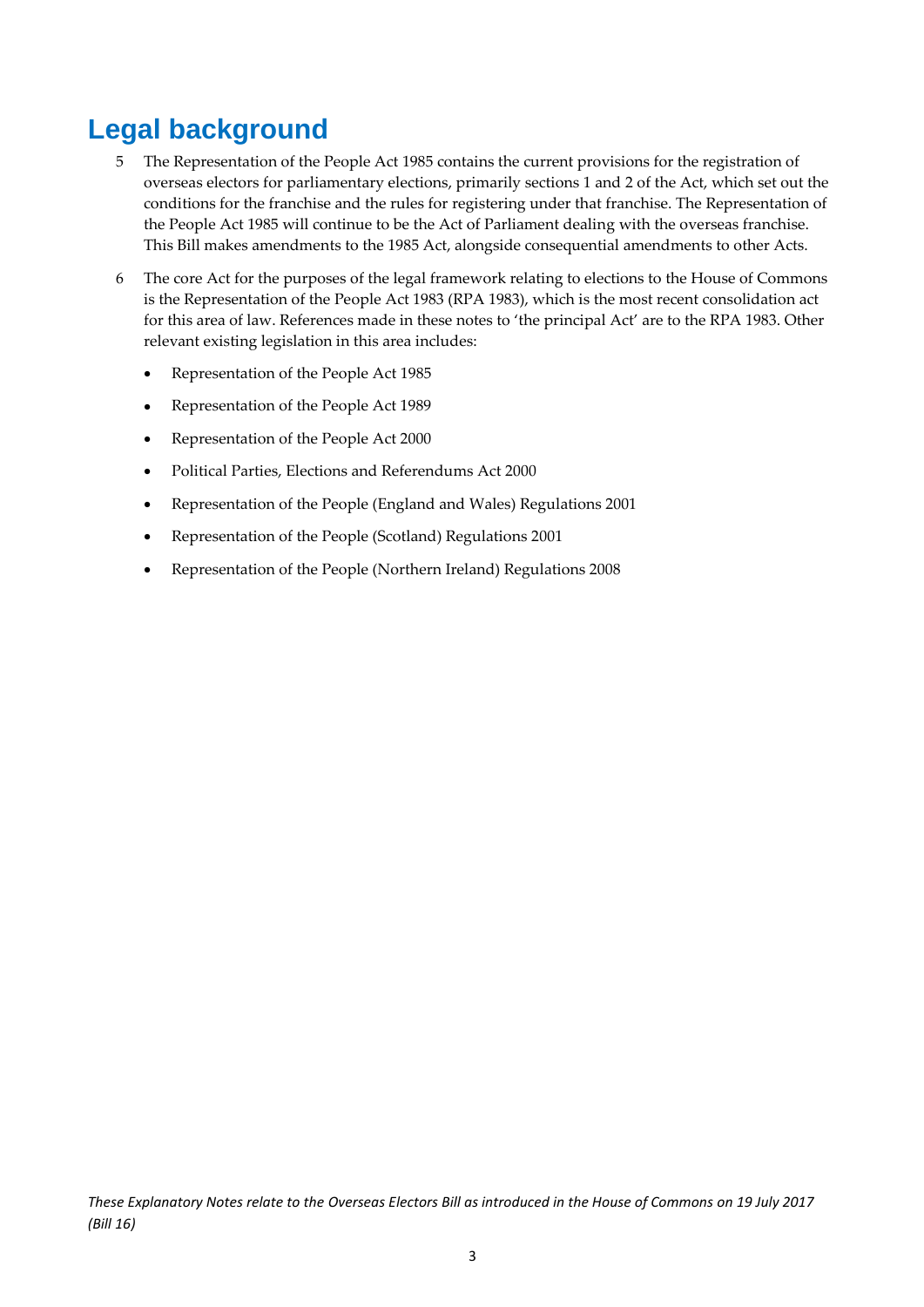# Legal background

5 The Representation of the People Act 1985 contains the current provisions for the registration of overseas electors for parliamentary elections, primarily sections 1 and 2 of the Act, which set out the conditions for the franchise and the rules for registering under that franchise. The Representation of the People Act 1985 will continue to be the Act of Parliament dealing with the overseas franchise. This Bill makes amendments to the 1985 Act, alongside consequential amendments to other Acts.

6 The core Act for the purposes of the legal framework relating to elections to the House of Commons is the Representation of the People Act 1983 (RPA 1983), which is the most recent consolidation act for this area of law. References made in these notes to 'the principal Act' are to the RPA 1983. Other relevant existing legislation in this area includes:

- Representation of the People Act 1985
- Representation of the People Act 1989
- Representation of the People Act 2000
- Political Parties, Elections and Referendums Act 2000
- Representation of the People (England and Wales) Regulations 2001
- Representation of the People (Scotland) Regulations 2001
- Representation of the People (Northern Ireland) Regulations 2008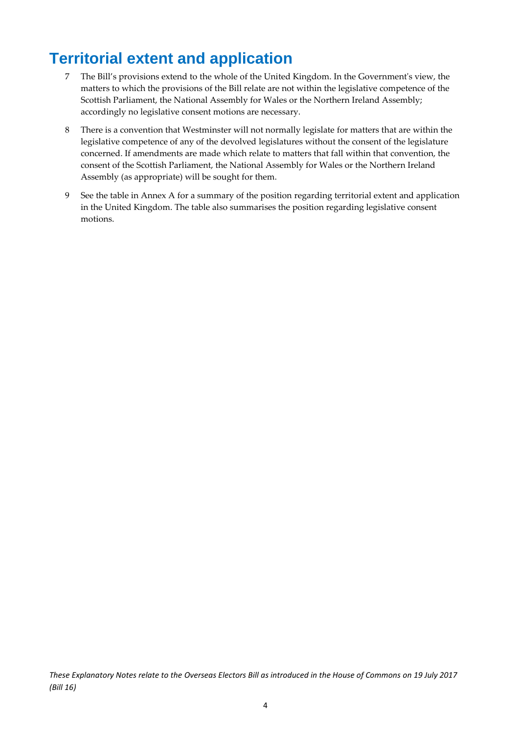# Territorial extent and application

7 The Bill's provisions extend to the whole of the United Kingdom. In the Government's view, the matters to which the provisions of the Bill relate are not within the legislative competence of the Scottish Parliament, the National Assembly for Wales or the Northern Ireland Assembly; accordingly no legislative consent motions are necessary.

8 There is a convention that Westminster will not normally legislate for matters that are within the legislative competence of any of the devolved legislatures without the consent of the legislature concerned. If amendments are made which relate to matters that fall within that convention, the consent of the Scottish Parliament, the National Assembly for Wales or the Northern Ireland Assembly (as appropriate) will be sought for them.

9 See the table in Annex A for a summary of the position regarding territorial extent and application in the United Kingdom. The table also summarises the position regarding legislative consent motions.

*These Explanatory Notes relate to the Overseas Electors Bill as introduced in the House of Commons on 19 July 2017 (Bill 16)*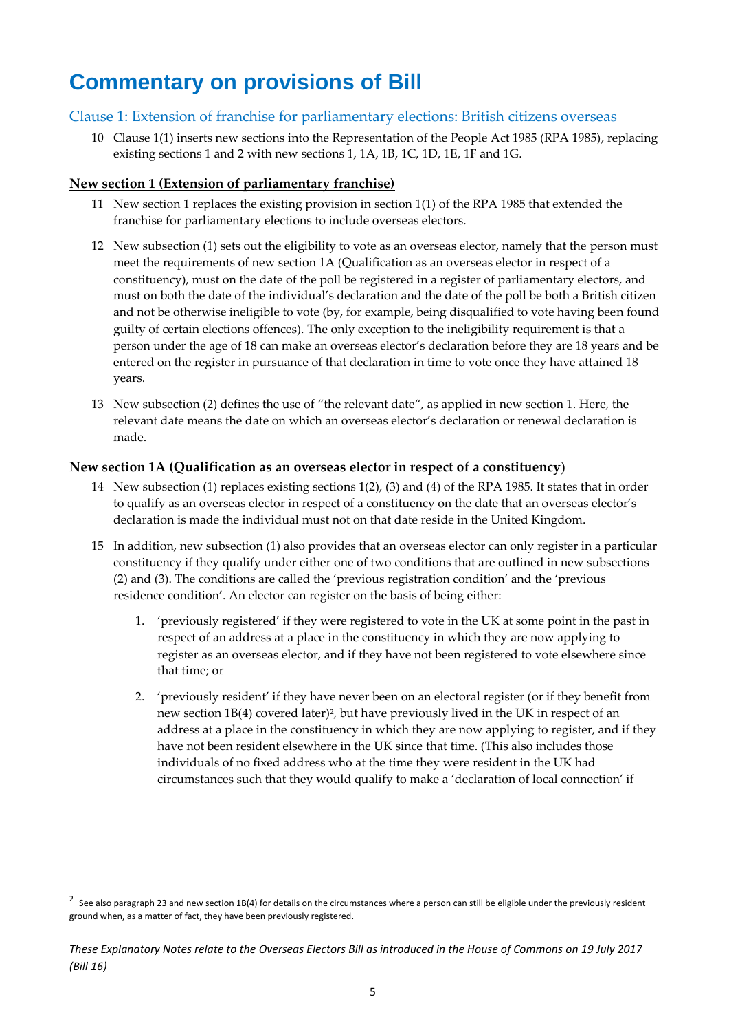# Commentary on provisions of Bill

## Clause 1: Extension of franchise for parliamentary elections: British citizens overseas

10 Clause 1(1) inserts new sections into the Representation of the People Act 1985 (RPA 1985), replacing existing sections 1 and 2 with new sections 1, 1A, 1B, 1C, 1D, 1E, 1F and 1G.

### New section 1 (Extension of parliamentary franchise)

11 New section 1 replaces the existing provision in section 1(1) of the RPA 1985 that extended the franchise for parliamentary elections to include overseas electors.

12 New subsection (1) sets out the eligibility to vote as an overseas elector, namely that the person must meet the requirements of new section 1A (Qualification as an overseas elector in respect of a constituency), must on the date of the poll be registered in a register of parliamentary electors, and must on both the date of the individual's declaration and the date of the poll be both a British citizen and not be otherwise ineligible to vote (by, for example, being disqualified to vote having been found guilty of certain elections offences). The only exception to the ineligibility requirement is that a person under the age of 18 can make an overseas elector's declaration before they are 18 years and be entered on the register in pursuance of that declaration in time to vote once they have attained 18 years.

13 New subsection (2) defines the use of "the relevant date", as applied in new section 1. Here, the relevant date means the date on which an overseas elector's declaration or renewal declaration is made.

### New section 1A (Qualification as an overseas elector in respect of a constituency)

14 New subsection (1) replaces existing sections 1(2), (3) and (4) of the RPA 1985. It states that in order to qualify as an overseas elector in respect of a constituency on the date that an overseas elector's declaration is made the individual must not on that date reside in the United Kingdom.

15 In addition, new subsection (1) also provides that an overseas elector can only register in a particular constituency if they qualify under either one of two conditions that are outlined in new subsections (2) and (3). The conditions are called the 'previous registration condition' and the 'previous residence condition'. An elector can register on the basis of being either:

1. 'previously registered' if they were registered to vote in the UK at some point in the past in respect of an address at a place in the constituency in which they are now applying to register as an overseas elector, and if they have not been registered to vote elsewhere since that time; or

2. 'previously resident' if they have never been on an electoral register (or if they benefit from new section 1B(4) covered later)[2], but have previously lived in the UK in respect of an address at a place in the constituency in which they are now applying to register, and if they have not been resident elsewhere in the UK since that time. (This also includes those individuals of no fixed address who at the time they were resident in the UK had circumstances such that they would qualify to make a 'declaration of local connection' if

---

[2] See also paragraph 23 and new section 1B(4) for details on the circumstances where a person can still be eligible under the previously resident ground when, as a matter of fact, they have been previously registered.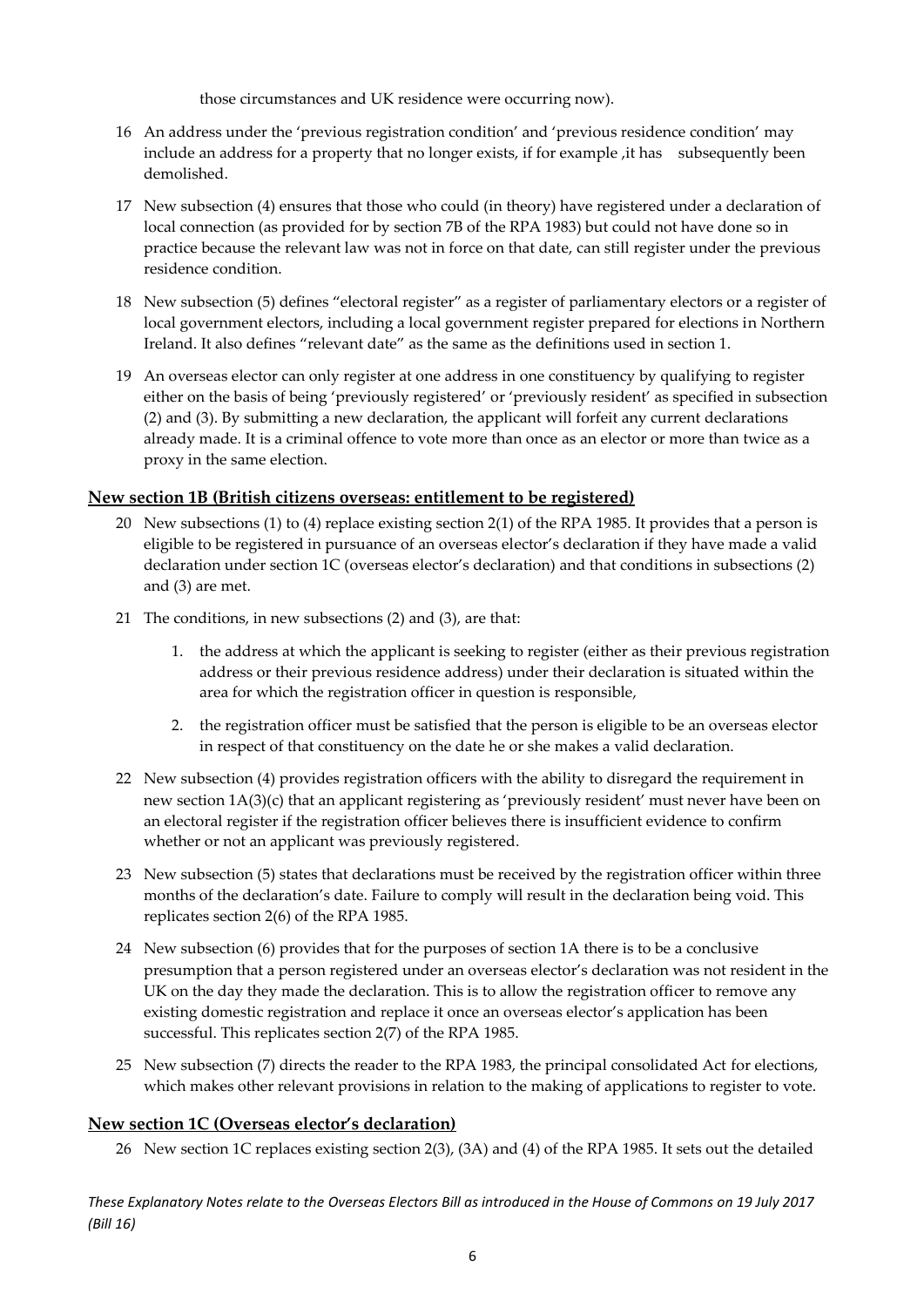those circumstances and UK residence were occurring now).

16 An address under the 'previous registration condition' and 'previous residence condition' may include an address for a property that no longer exists, if for example ,it has subsequently been demolished.

17 New subsection (4) ensures that those who could (in theory) have registered under a declaration of local connection (as provided for by section 7B of the RPA 1983) but could not have done so in practice because the relevant law was not in force on that date, can still register under the previous residence condition.

18 New subsection (5) defines "electoral register" as a register of parliamentary electors or a register of local government electors, including a local government register prepared for elections in Northern Ireland. It also defines "relevant date" as the same as the definitions used in section 1.

19 An overseas elector can only register at one address in one constituency by qualifying to register either on the basis of being 'previously registered' or 'previously resident' as specified in subsection (2) and (3). By submitting a new declaration, the applicant will forfeit any current declarations already made. It is a criminal offence to vote more than once as an elector or more than twice as a proxy in the same election.

## New section 1B (British citizens overseas: entitlement to be registered)

20 New subsections (1) to (4) replace existing section 2(1) of the RPA 1985. It provides that a person is eligible to be registered in pursuance of an overseas elector's declaration if they have made a valid declaration under section 1C (overseas elector's declaration) and that conditions in subsections (2) and (3) are met.

21 The conditions, in new subsections (2) and (3), are that:

1. the address at which the applicant is seeking to register (either as their previous registration address or their previous residence address) under their declaration is situated within the area for which the registration officer in question is responsible,

2. the registration officer must be satisfied that the person is eligible to be an overseas elector in respect of that constituency on the date he or she makes a valid declaration.

22 New subsection (4) provides registration officers with the ability to disregard the requirement in new section 1A(3)(c) that an applicant registering as 'previously resident' must never have been on an electoral register if the registration officer believes there is insufficient evidence to confirm whether or not an applicant was previously registered.

23 New subsection (5) states that declarations must be received by the registration officer within three months of the declaration's date. Failure to comply will result in the declaration being void. This replicates section 2(6) of the RPA 1985.

24 New subsection (6) provides that for the purposes of section 1A there is to be a conclusive presumption that a person registered under an overseas elector's declaration was not resident in the UK on the day they made the declaration. This is to allow the registration officer to remove any existing domestic registration and replace it once an overseas elector's application has been successful. This replicates section 2(7) of the RPA 1985.

25 New subsection (7) directs the reader to the RPA 1983, the principal consolidated Act for elections, which makes other relevant provisions in relation to the making of applications to register to vote.

## New section 1C (Overseas elector's declaration)

26 New section 1C replaces existing section 2(3), (3A) and (4) of the RPA 1985. It sets out the detailed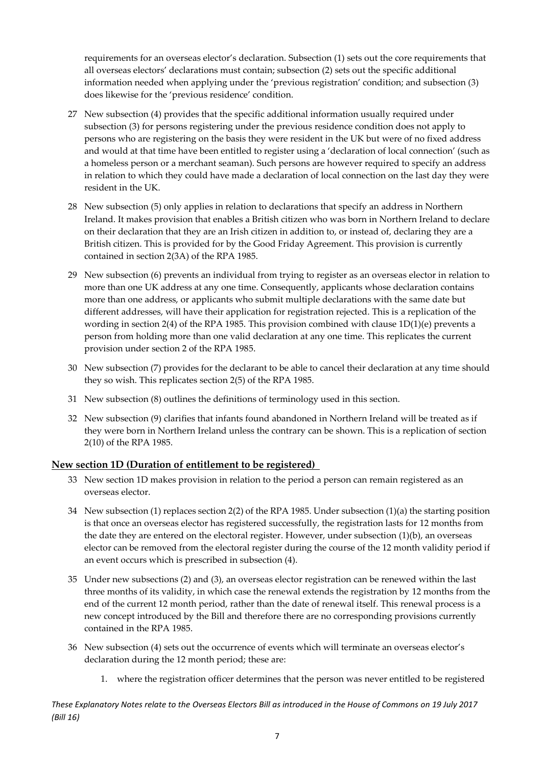requirements for an overseas elector's declaration. Subsection (1) sets out the core requirements that all overseas electors' declarations must contain; subsection (2) sets out the specific additional information needed when applying under the 'previous registration' condition; and subsection (3) does likewise for the 'previous residence' condition.

27 New subsection (4) provides that the specific additional information usually required under subsection (3) for persons registering under the previous residence condition does not apply to persons who are registering on the basis they were resident in the UK but were of no fixed address and would at that time have been entitled to register using a 'declaration of local connection' (such as a homeless person or a merchant seaman). Such persons are however required to specify an address in relation to which they could have made a declaration of local connection on the last day they were resident in the UK.

28 New subsection (5) only applies in relation to declarations that specify an address in Northern Ireland. It makes provision that enables a British citizen who was born in Northern Ireland to declare on their declaration that they are an Irish citizen in addition to, or instead of, declaring they are a British citizen. This is provided for by the Good Friday Agreement. This provision is currently contained in section 2(3A) of the RPA 1985.

29 New subsection (6) prevents an individual from trying to register as an overseas elector in relation to more than one UK address at any one time. Consequently, applicants whose declaration contains more than one address, or applicants who submit multiple declarations with the same date but different addresses, will have their application for registration rejected. This is a replication of the wording in section 2(4) of the RPA 1985. This provision combined with clause 1D(1)(e) prevents a person from holding more than one valid declaration at any one time. This replicates the current provision under section 2 of the RPA 1985.

30 New subsection (7) provides for the declarant to be able to cancel their declaration at any time should they so wish. This replicates section 2(5) of the RPA 1985.

31 New subsection (8) outlines the definitions of terminology used in this section.

32 New subsection (9) clarifies that infants found abandoned in Northern Ireland will be treated as if they were born in Northern Ireland unless the contrary can be shown. This is a replication of section 2(10) of the RPA 1985.

## New section 1D (Duration of entitlement to be registered)

33 New section 1D makes provision in relation to the period a person can remain registered as an overseas elector.

34 New subsection (1) replaces section 2(2) of the RPA 1985. Under subsection (1)(a) the starting position is that once an overseas elector has registered successfully, the registration lasts for 12 months from the date they are entered on the electoral register. However, under subsection (1)(b), an overseas elector can be removed from the electoral register during the course of the 12 month validity period if an event occurs which is prescribed in subsection (4).

35 Under new subsections (2) and (3), an overseas elector registration can be renewed within the last three months of its validity, in which case the renewal extends the registration by 12 months from the end of the current 12 month period, rather than the date of renewal itself. This renewal process is a new concept introduced by the Bill and therefore there are no corresponding provisions currently contained in the RPA 1985.

36 New subsection (4) sets out the occurrence of events which will terminate an overseas elector's declaration during the 12 month period; these are:

1. where the registration officer determines that the person was never entitled to be registered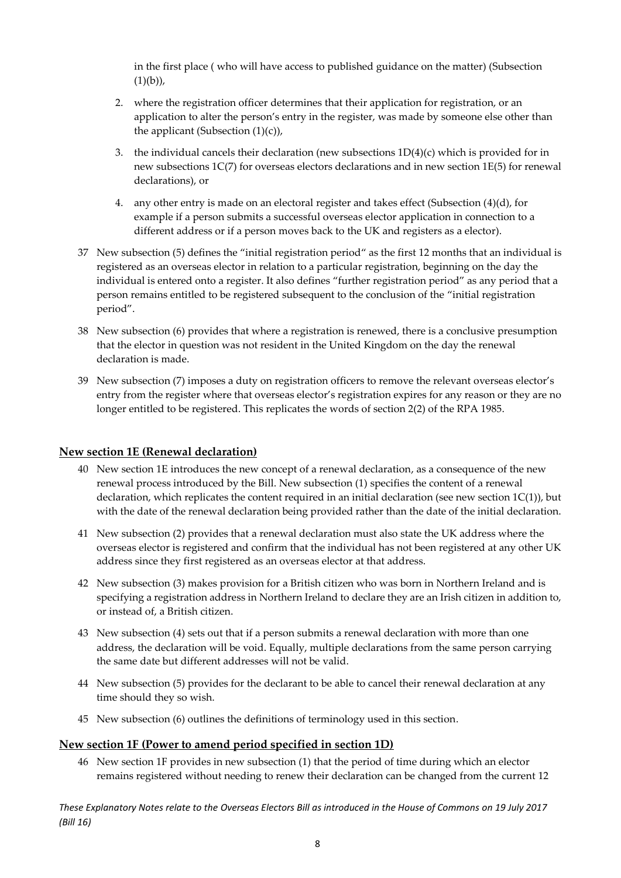in the first place ( who will have access to published guidance on the matter) (Subsection (1)(b)),

2. where the registration officer determines that their application for registration, or an application to alter the person's entry in the register, was made by someone else other than the applicant (Subsection (1)(c)),

3. the individual cancels their declaration (new subsections 1D(4)(c) which is provided for in new subsections 1C(7) for overseas electors declarations and in new section 1E(5) for renewal declarations), or

4. any other entry is made on an electoral register and takes effect (Subsection (4)(d), for example if a person submits a successful overseas elector application in connection to a different address or if a person moves back to the UK and registers as a elector).

37 New subsection (5) defines the "initial registration period" as the first 12 months that an individual is registered as an overseas elector in relation to a particular registration, beginning on the day the individual is entered onto a register. It also defines "further registration period" as any period that a person remains entitled to be registered subsequent to the conclusion of the "initial registration period".

38 New subsection (6) provides that where a registration is renewed, there is a conclusive presumption that the elector in question was not resident in the United Kingdom on the day the renewal declaration is made.

39 New subsection (7) imposes a duty on registration officers to remove the relevant overseas elector's entry from the register where that overseas elector's registration expires for any reason or they are no longer entitled to be registered. This replicates the words of section 2(2) of the RPA 1985.

## New section 1E (Renewal declaration)

40 New section 1E introduces the new concept of a renewal declaration, as a consequence of the new renewal process introduced by the Bill. New subsection (1) specifies the content of a renewal declaration, which replicates the content required in an initial declaration (see new section 1C(1)), but with the date of the renewal declaration being provided rather than the date of the initial declaration.

41 New subsection (2) provides that a renewal declaration must also state the UK address where the overseas elector is registered and confirm that the individual has not been registered at any other UK address since they first registered as an overseas elector at that address.

42 New subsection (3) makes provision for a British citizen who was born in Northern Ireland and is specifying a registration address in Northern Ireland to declare they are an Irish citizen in addition to, or instead of, a British citizen.

43 New subsection (4) sets out that if a person submits a renewal declaration with more than one address, the declaration will be void. Equally, multiple declarations from the same person carrying the same date but different addresses will not be valid.

44 New subsection (5) provides for the declarant to be able to cancel their renewal declaration at any time should they so wish.

45 New subsection (6) outlines the definitions of terminology used in this section.

## New section 1F (Power to amend period specified in section 1D)

46 New section 1F provides in new subsection (1) that the period of time during which an elector remains registered without needing to renew their declaration can be changed from the current 12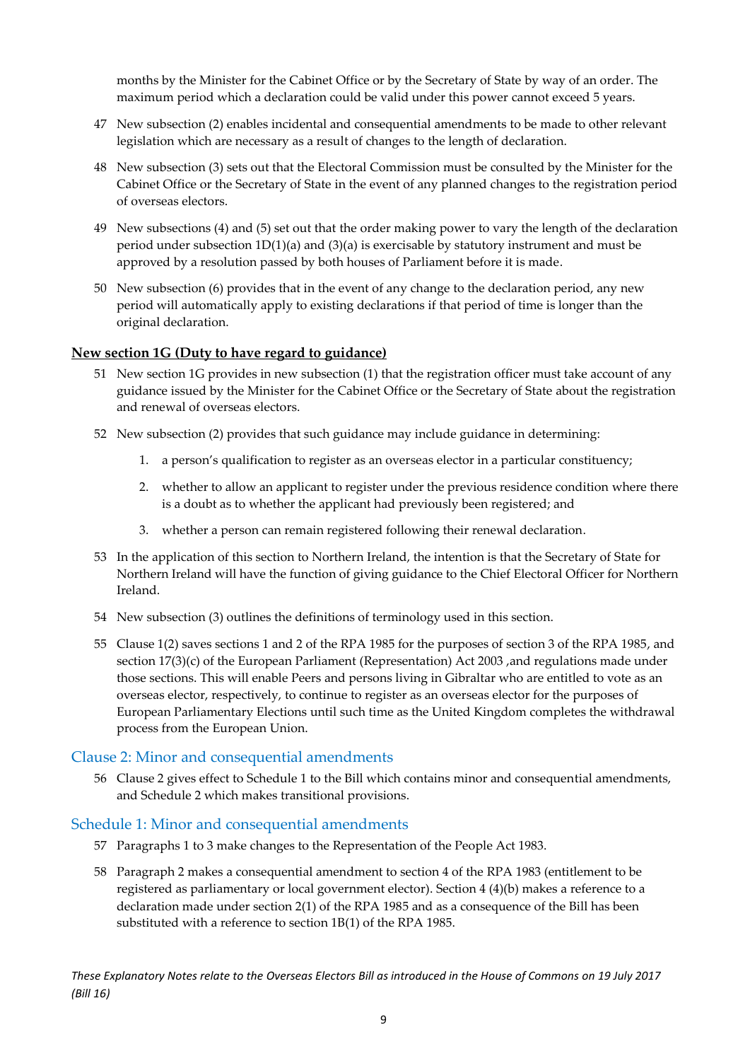months by the Minister for the Cabinet Office or by the Secretary of State by way of an order. The maximum period which a declaration could be valid under this power cannot exceed 5 years.

47 New subsection (2) enables incidental and consequential amendments to be made to other relevant legislation which are necessary as a result of changes to the length of declaration.

48 New subsection (3) sets out that the Electoral Commission must be consulted by the Minister for the Cabinet Office or the Secretary of State in the event of any planned changes to the registration period of overseas electors.

49 New subsections (4) and (5) set out that the order making power to vary the length of the declaration period under subsection 1D(1)(a) and (3)(a) is exercisable by statutory instrument and must be approved by a resolution passed by both houses of Parliament before it is made.

50 New subsection (6) provides that in the event of any change to the declaration period, any new period will automatically apply to existing declarations if that period of time is longer than the original declaration.

**New section 1G (Duty to have regard to guidance)**

51 New section 1G provides in new subsection (1) that the registration officer must take account of any guidance issued by the Minister for the Cabinet Office or the Secretary of State about the registration and renewal of overseas electors.

52 New subsection (2) provides that such guidance may include guidance in determining:

1. a person's qualification to register as an overseas elector in a particular constituency;
2. whether to allow an applicant to register under the previous residence condition where there is a doubt as to whether the applicant had previously been registered; and
3. whether a person can remain registered following their renewal declaration.

53 In the application of this section to Northern Ireland, the intention is that the Secretary of State for Northern Ireland will have the function of giving guidance to the Chief Electoral Officer for Northern Ireland.

54 New subsection (3) outlines the definitions of terminology used in this section.

55 Clause 1(2) saves sections 1 and 2 of the RPA 1985 for the purposes of section 3 of the RPA 1985, and section 17(3)(c) of the European Parliament (Representation) Act 2003 ,and regulations made under those sections. This will enable Peers and persons living in Gibraltar who are entitled to vote as an overseas elector, respectively, to continue to register as an overseas elector for the purposes of European Parliamentary Elections until such time as the United Kingdom completes the withdrawal process from the European Union.

## Clause 2: Minor and consequential amendments

56 Clause 2 gives effect to Schedule 1 to the Bill which contains minor and consequential amendments, and Schedule 2 which makes transitional provisions.

## Schedule 1: Minor and consequential amendments

57 Paragraphs 1 to 3 make changes to the Representation of the People Act 1983.

58 Paragraph 2 makes a consequential amendment to section 4 of the RPA 1983 (entitlement to be registered as parliamentary or local government elector). Section 4 (4)(b) makes a reference to a declaration made under section 2(1) of the RPA 1985 and as a consequence of the Bill has been substituted with a reference to section 1B(1) of the RPA 1985.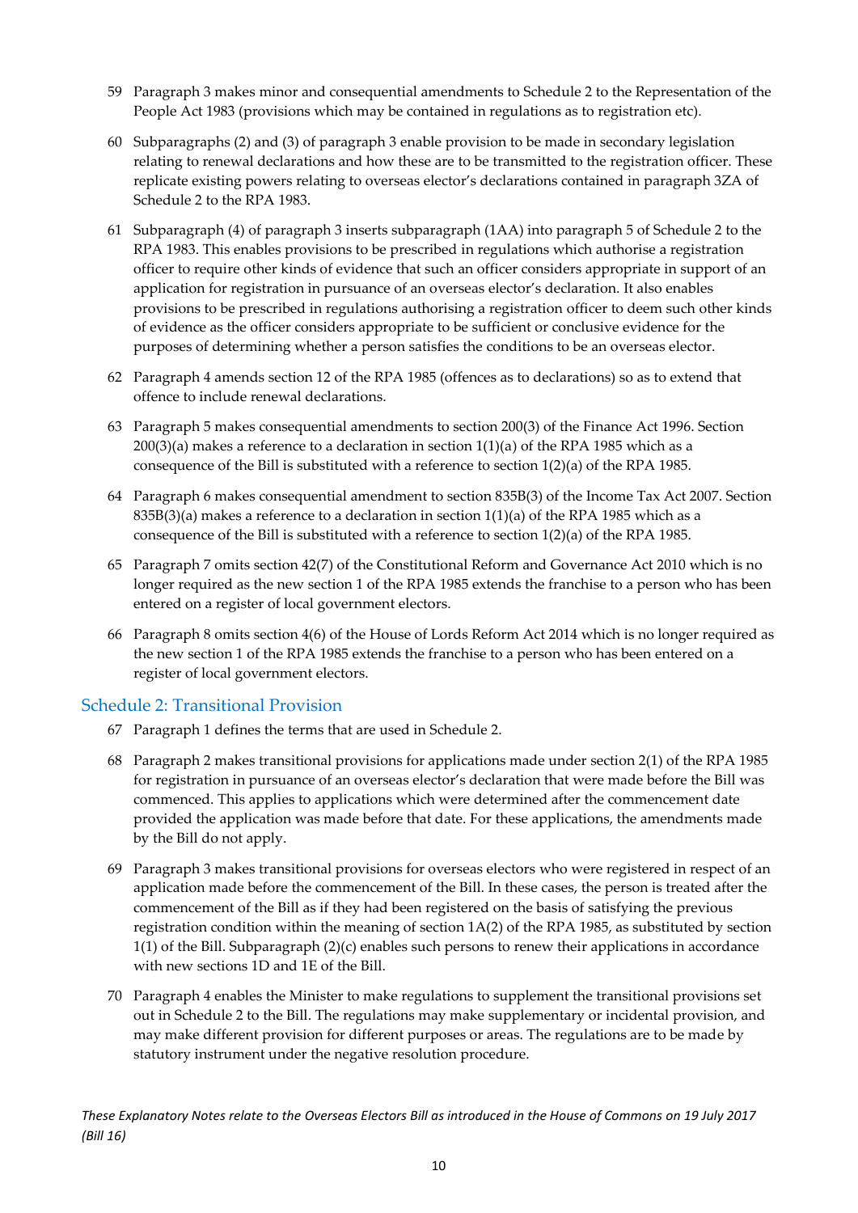59 Paragraph 3 makes minor and consequential amendments to Schedule 2 to the Representation of the People Act 1983 (provisions which may be contained in regulations as to registration etc).

60 Subparagraphs (2) and (3) of paragraph 3 enable provision to be made in secondary legislation relating to renewal declarations and how these are to be transmitted to the registration officer. These replicate existing powers relating to overseas elector's declarations contained in paragraph 3ZA of Schedule 2 to the RPA 1983.

61 Subparagraph (4) of paragraph 3 inserts subparagraph (1AA) into paragraph 5 of Schedule 2 to the RPA 1983. This enables provisions to be prescribed in regulations which authorise a registration officer to require other kinds of evidence that such an officer considers appropriate in support of an application for registration in pursuance of an overseas elector's declaration. It also enables provisions to be prescribed in regulations authorising a registration officer to deem such other kinds of evidence as the officer considers appropriate to be sufficient or conclusive evidence for the purposes of determining whether a person satisfies the conditions to be an overseas elector.

62 Paragraph 4 amends section 12 of the RPA 1985 (offences as to declarations) so as to extend that offence to include renewal declarations.

63 Paragraph 5 makes consequential amendments to section 200(3) of the Finance Act 1996. Section 200(3)(a) makes a reference to a declaration in section 1(1)(a) of the RPA 1985 which as a consequence of the Bill is substituted with a reference to section 1(2)(a) of the RPA 1985.

64 Paragraph 6 makes consequential amendment to section 835B(3) of the Income Tax Act 2007. Section 835B(3)(a) makes a reference to a declaration in section 1(1)(a) of the RPA 1985 which as a consequence of the Bill is substituted with a reference to section 1(2)(a) of the RPA 1985.

65 Paragraph 7 omits section 42(7) of the Constitutional Reform and Governance Act 2010 which is no longer required as the new section 1 of the RPA 1985 extends the franchise to a person who has been entered on a register of local government electors.

66 Paragraph 8 omits section 4(6) of the House of Lords Reform Act 2014 which is no longer required as the new section 1 of the RPA 1985 extends the franchise to a person who has been entered on a register of local government electors.

## Schedule 2: Transitional Provision

67 Paragraph 1 defines the terms that are used in Schedule 2.

68 Paragraph 2 makes transitional provisions for applications made under section 2(1) of the RPA 1985 for registration in pursuance of an overseas elector's declaration that were made before the Bill was commenced. This applies to applications which were determined after the commencement date provided the application was made before that date. For these applications, the amendments made by the Bill do not apply.

69 Paragraph 3 makes transitional provisions for overseas electors who were registered in respect of an application made before the commencement of the Bill. In these cases, the person is treated after the commencement of the Bill as if they had been registered on the basis of satisfying the previous registration condition within the meaning of section 1A(2) of the RPA 1985, as substituted by section 1(1) of the Bill. Subparagraph (2)(c) enables such persons to renew their applications in accordance with new sections 1D and 1E of the Bill.

70 Paragraph 4 enables the Minister to make regulations to supplement the transitional provisions set out in Schedule 2 to the Bill. The regulations may make supplementary or incidental provision, and may make different provision for different purposes or areas. The regulations are to be made by statutory instrument under the negative resolution procedure.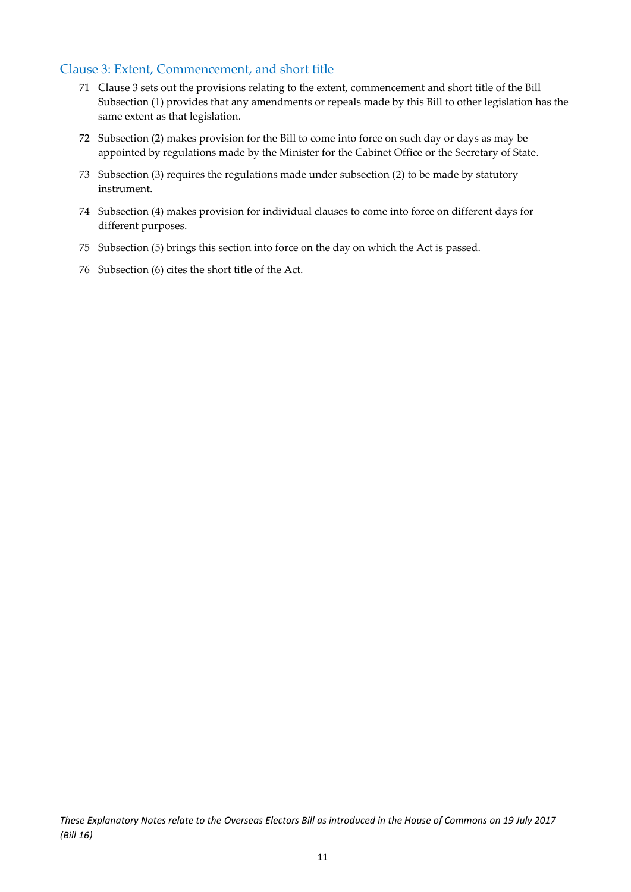## Clause 3: Extent, Commencement, and short title

71 Clause 3 sets out the provisions relating to the extent, commencement and short title of the Bill Subsection (1) provides that any amendments or repeals made by this Bill to other legislation has the same extent as that legislation.

72 Subsection (2) makes provision for the Bill to come into force on such day or days as may be appointed by regulations made by the Minister for the Cabinet Office or the Secretary of State.

73 Subsection (3) requires the regulations made under subsection (2) to be made by statutory instrument.

74 Subsection (4) makes provision for individual clauses to come into force on different days for different purposes.

75 Subsection (5) brings this section into force on the day on which the Act is passed.

76 Subsection (6) cites the short title of the Act.

*These Explanatory Notes relate to the Overseas Electors Bill as introduced in the House of Commons on 19 July 2017 (Bill 16)*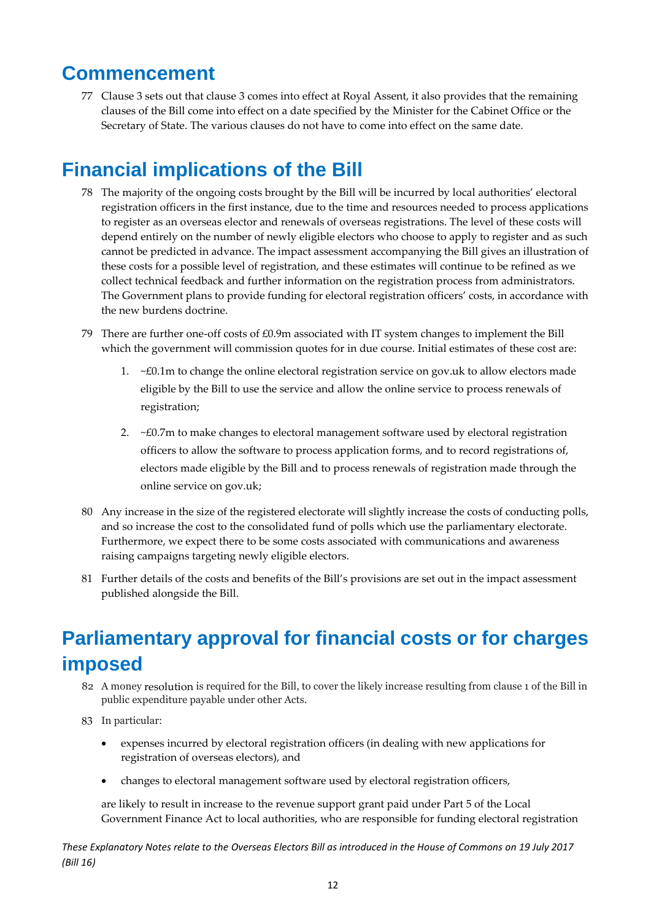## Commencement

77 Clause 3 sets out that clause 3 comes into effect at Royal Assent, it also provides that the remaining clauses of the Bill come into effect on a date specified by the Minister for the Cabinet Office or the Secretary of State. The various clauses do not have to come into effect on the same date.

## Financial implications of the Bill

78 The majority of the ongoing costs brought by the Bill will be incurred by local authorities' electoral registration officers in the first instance, due to the time and resources needed to process applications to register as an overseas elector and renewals of overseas registrations. The level of these costs will depend entirely on the number of newly eligible electors who choose to apply to register and as such cannot be predicted in advance. The impact assessment accompanying the Bill gives an illustration of these costs for a possible level of registration, and these estimates will continue to be refined as we collect technical feedback and further information on the registration process from administrators. The Government plans to provide funding for electoral registration officers' costs, in accordance with the new burdens doctrine.

79 There are further one-off costs of £0.9m associated with IT system changes to implement the Bill which the government will commission quotes for in due course. Initial estimates of these cost are:

1. ~£0.1m to change the online electoral registration service on gov.uk to allow electors made eligible by the Bill to use the service and allow the online service to process renewals of registration;

2. ~£0.7m to make changes to electoral management software used by electoral registration officers to allow the software to process application forms, and to record registrations of, electors made eligible by the Bill and to process renewals of registration made through the online service on gov.uk;

80 Any increase in the size of the registered electorate will slightly increase the costs of conducting polls, and so increase the cost to the consolidated fund of polls which use the parliamentary electorate. Furthermore, we expect there to be some costs associated with communications and awareness raising campaigns targeting newly eligible electors.

81 Further details of the costs and benefits of the Bill's provisions are set out in the impact assessment published alongside the Bill.

## Parliamentary approval for financial costs or for charges imposed

82 A money resolution is required for the Bill, to cover the likely increase resulting from clause 1 of the Bill in public expenditure payable under other Acts.

83 In particular:

- expenses incurred by electoral registration officers (in dealing with new applications for registration of overseas electors), and
- changes to electoral management software used by electoral registration officers,

are likely to result in increase to the revenue support grant paid under Part 5 of the Local Government Finance Act to local authorities, who are responsible for funding electoral registration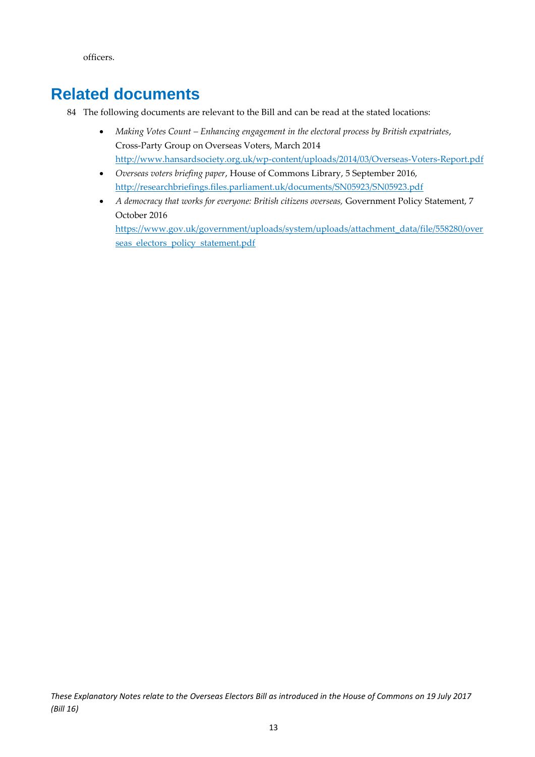officers.

# Related documents

84 The following documents are relevant to the Bill and can be read at the stated locations:

- *Making Votes Count – Enhancing engagement in the electoral process by British expatriates*, Cross-Party Group on Overseas Voters, March 2014 http://www.hansardsociety.org.uk/wp-content/uploads/2014/03/Overseas-Voters-Report.pdf
- *Overseas voters briefing paper*, House of Commons Library, 5 September 2016, http://researchbriefings.files.parliament.uk/documents/SN05923/SN05923.pdf
- *A democracy that works for everyone: British citizens overseas,* Government Policy Statement, 7 October 2016 https://www.gov.uk/government/uploads/system/uploads/attachment_data/file/558280/overseas_electors_policy_statement.pdf

*These Explanatory Notes relate to the Overseas Electors Bill as introduced in the House of Commons on 19 July 2017 (Bill 16)*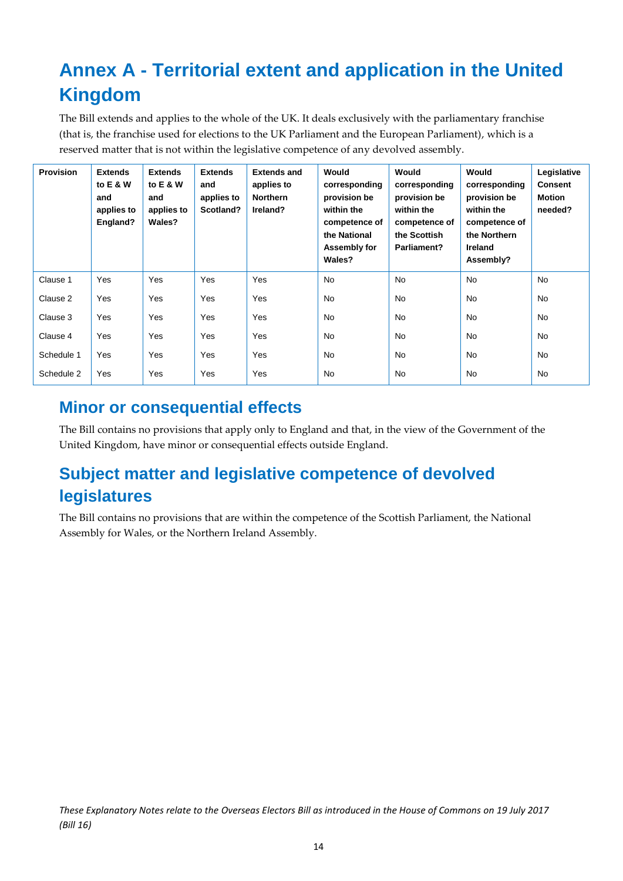# Annex A - Territorial extent and application in the United Kingdom

The Bill extends and applies to the whole of the UK. It deals exclusively with the parliamentary franchise (that is, the franchise used for elections to the UK Parliament and the European Parliament), which is a reserved matter that is not within the legislative competence of any devolved assembly.

| Provision | Extends to E & W and applies to England? | Extends to E & W and applies to Wales? | Extends and applies to Scotland? | Extends and applies to Northern Ireland? | Would corresponding provision be within the competence of the National Assembly for Wales? | Would corresponding provision be within the competence of the Scottish Parliament? | Would corresponding provision be within the competence of the Northern Ireland Assembly? | Legislative Consent Motion needed? |
|---|---|---|---|---|---|---|---|---|
| Clause 1 | Yes | Yes | Yes | Yes | No | No | No | No |
| Clause 2 | Yes | Yes | Yes | Yes | No | No | No | No |
| Clause 3 | Yes | Yes | Yes | Yes | No | No | No | No |
| Clause 4 | Yes | Yes | Yes | Yes | No | No | No | No |
| Schedule 1 | Yes | Yes | Yes | Yes | No | No | No | No |
| Schedule 2 | Yes | Yes | Yes | Yes | No | No | No | No |

## Minor or consequential effects

The Bill contains no provisions that apply only to England and that, in the view of the Government of the United Kingdom, have minor or consequential effects outside England.

## Subject matter and legislative competence of devolved legislatures

The Bill contains no provisions that are within the competence of the Scottish Parliament, the National Assembly for Wales, or the Northern Ireland Assembly.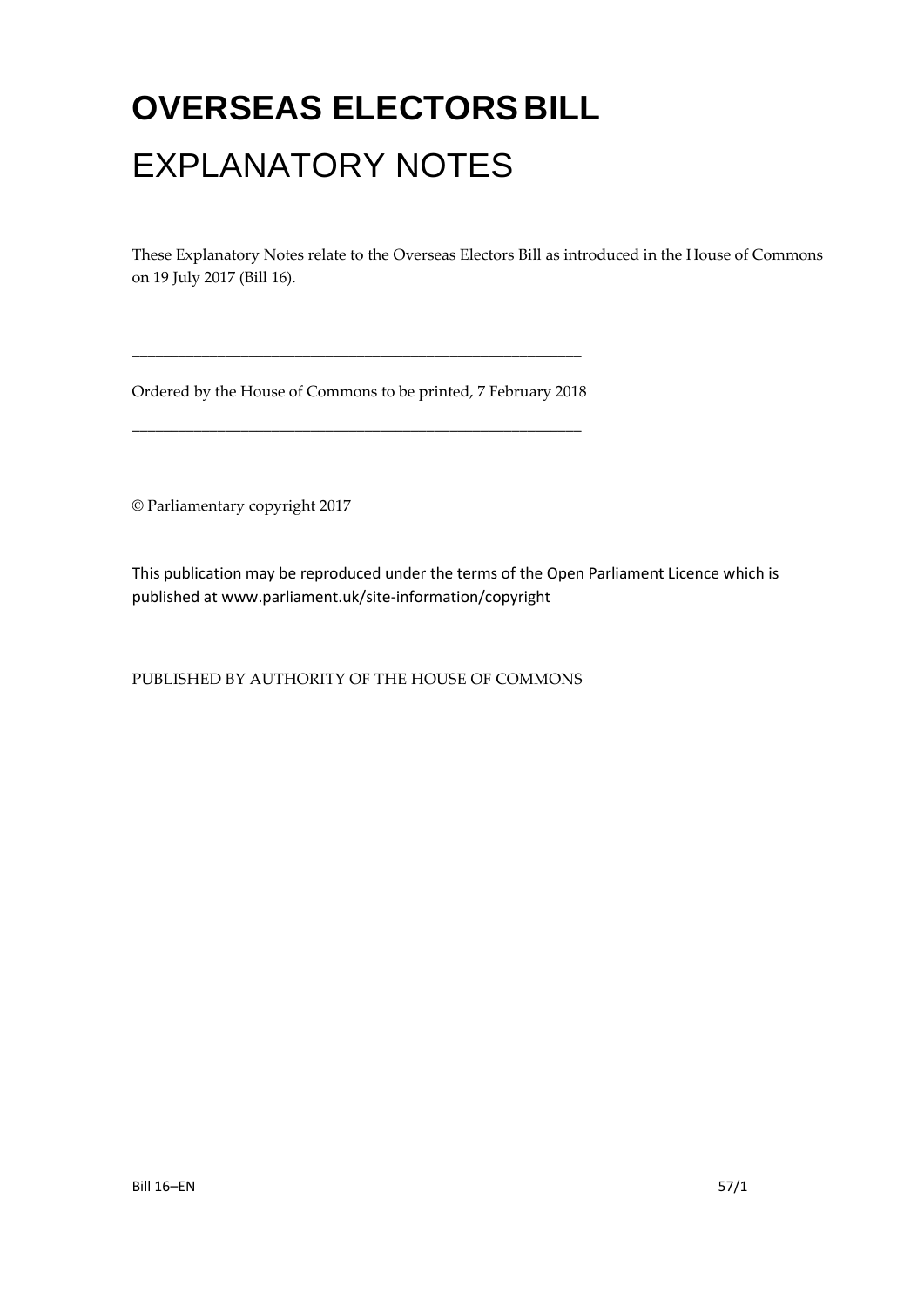# OVERSEAS ELECTORS BILL

# EXPLANATORY NOTES

These Explanatory Notes relate to the Overseas Electors Bill as introduced in the House of Commons on 19 July 2017 (Bill 16).

---

Ordered by the House of Commons to be printed, 7 February 2018

---

© Parliamentary copyright 2017

This publication may be reproduced under the terms of the Open Parliament Licence which is published at www.parliament.uk/site-information/copyright

PUBLISHED BY AUTHORITY OF THE HOUSE OF COMMONS

Bill 16–EN 57/1